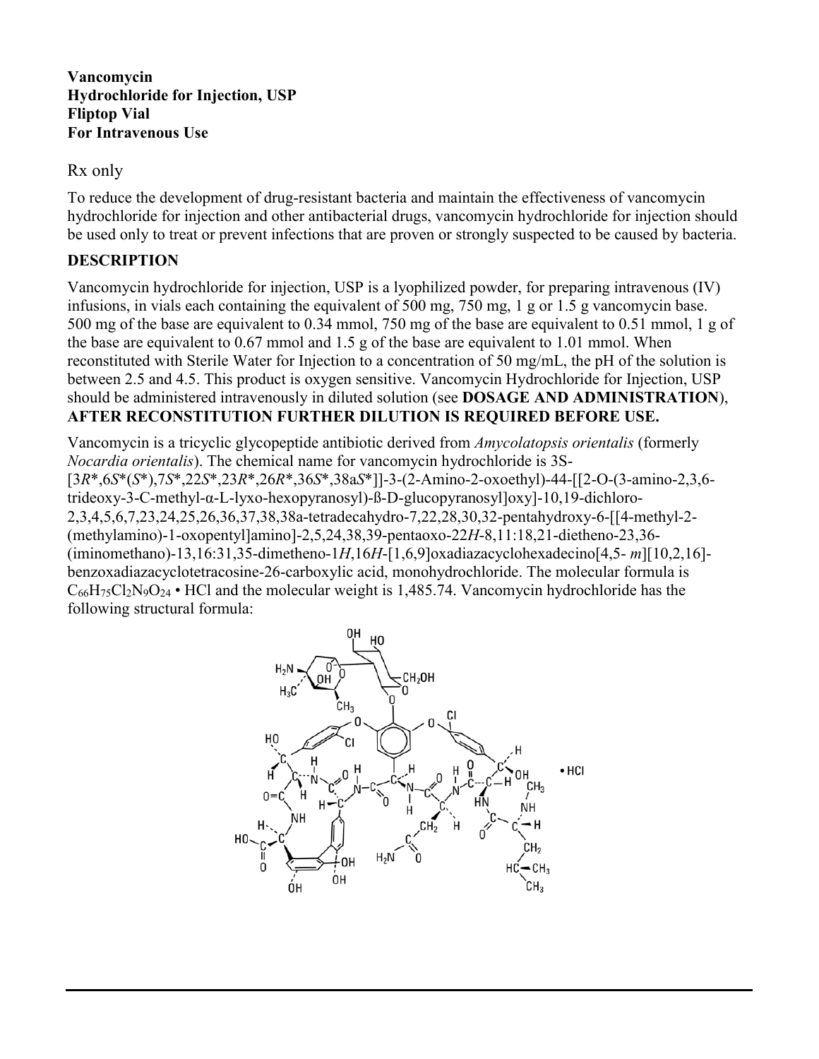**Vancomycin**
**Hydrochloride for Injection, USP**
**Fliptop Vial**
**For Intravenous Use**

Rx only

To reduce the development of drug-resistant bacteria and maintain the effectiveness of vancomycin hydrochloride for injection and other antibacterial drugs, vancomycin hydrochloride for injection should be used only to treat or prevent infections that are proven or strongly suspected to be caused by bacteria.

## DESCRIPTION

Vancomycin hydrochloride for injection, USP is a lyophilized powder, for preparing intravenous (IV) infusions, in vials each containing the equivalent of 500 mg, 750 mg, 1 g or 1.5 g vancomycin base. 500 mg of the base are equivalent to 0.34 mmol, 750 mg of the base are equivalent to 0.51 mmol, 1 g of the base are equivalent to 0.67 mmol and 1.5 g of the base are equivalent to 1.01 mmol. When reconstituted with Sterile Water for Injection to a concentration of 50 mg/mL, the pH of the solution is between 2.5 and 4.5. This product is oxygen sensitive. Vancomycin Hydrochloride for Injection, USP should be administered intravenously in diluted solution (see **DOSAGE AND ADMINISTRATION**), **AFTER RECONSTITUTION FURTHER DILUTION IS REQUIRED BEFORE USE.**

Vancomycin is a tricyclic glycopeptide antibiotic derived from *Amycolatopsis orientalis* (formerly *Nocardia orientalis*). The chemical name for vancomycin hydrochloride is 3S-[3*R*\*,6*S*\*(*S*\*),7*S*\*,22*S*\*,23*R*\*,26*R*\*,36*S*\*,38a*S*\*]]-3-(2-Amino-2-oxoethyl)-44-[[2-O-(3-amino-2,3,6-trideoxy-3-C-methyl-α-L-lyxo-hexopyranosyl)-ß-D-glucopyranosyl]oxy]-10,19-dichloro-2,3,4,5,6,7,23,24,25,26,36,37,38,38a-tetradecahydro-7,22,28,30,32-pentahydroxy-6-[[4-methyl-2-(methylamino)-1-oxopentyl]amino]-2,5,24,38,39-pentaoxo-22*H*-8,11:18,21-dietheno-23,36-(iminomethano)-13,16:31,35-dimetheno-1*H*,16*H*-[1,6,9]oxadiazacyclohexadecino[4,5- *m*][10,2,16]-benzoxadiazacyclotetracosine-26-carboxylic acid, monohydrochloride. The molecular formula is $C_{66}H_{75}Cl_2N_9O_{24}$ • HCl and the molecular weight is 1,485.74. Vancomycin hydrochloride has the following structural formula: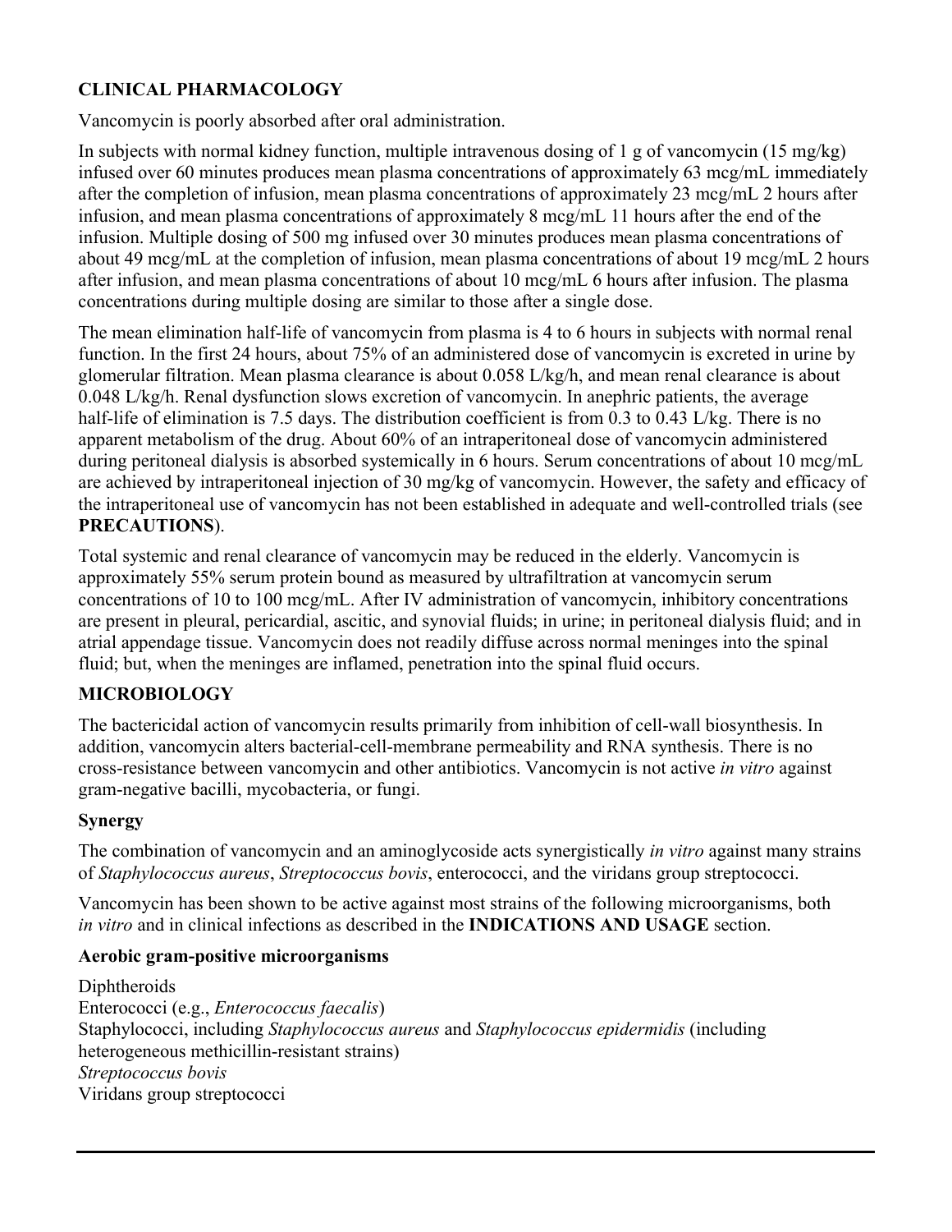## CLINICAL PHARMACOLOGY

Vancomycin is poorly absorbed after oral administration.

In subjects with normal kidney function, multiple intravenous dosing of 1 g of vancomycin (15 mg/kg) infused over 60 minutes produces mean plasma concentrations of approximately 63 mcg/mL immediately after the completion of infusion, mean plasma concentrations of approximately 23 mcg/mL 2 hours after infusion, and mean plasma concentrations of approximately 8 mcg/mL 11 hours after the end of the infusion. Multiple dosing of 500 mg infused over 30 minutes produces mean plasma concentrations of about 49 mcg/mL at the completion of infusion, mean plasma concentrations of about 19 mcg/mL 2 hours after infusion, and mean plasma concentrations of about 10 mcg/mL 6 hours after infusion. The plasma concentrations during multiple dosing are similar to those after a single dose.

The mean elimination half-life of vancomycin from plasma is 4 to 6 hours in subjects with normal renal function. In the first 24 hours, about 75% of an administered dose of vancomycin is excreted in urine by glomerular filtration. Mean plasma clearance is about 0.058 L/kg/h, and mean renal clearance is about 0.048 L/kg/h. Renal dysfunction slows excretion of vancomycin. In anephric patients, the average half-life of elimination is 7.5 days. The distribution coefficient is from 0.3 to 0.43 L/kg. There is no apparent metabolism of the drug. About 60% of an intraperitoneal dose of vancomycin administered during peritoneal dialysis is absorbed systemically in 6 hours. Serum concentrations of about 10 mcg/mL are achieved by intraperitoneal injection of 30 mg/kg of vancomycin. However, the safety and efficacy of the intraperitoneal use of vancomycin has not been established in adequate and well-controlled trials (see **PRECAUTIONS**).

Total systemic and renal clearance of vancomycin may be reduced in the elderly. Vancomycin is approximately 55% serum protein bound as measured by ultrafiltration at vancomycin serum concentrations of 10 to 100 mcg/mL. After IV administration of vancomycin, inhibitory concentrations are present in pleural, pericardial, ascitic, and synovial fluids; in urine; in peritoneal dialysis fluid; and in atrial appendage tissue. Vancomycin does not readily diffuse across normal meninges into the spinal fluid; but, when the meninges are inflamed, penetration into the spinal fluid occurs.

## MICROBIOLOGY

The bactericidal action of vancomycin results primarily from inhibition of cell-wall biosynthesis. In addition, vancomycin alters bacterial-cell-membrane permeability and RNA synthesis. There is no cross-resistance between vancomycin and other antibiotics. Vancomycin is not active *in vitro* against gram-negative bacilli, mycobacteria, or fungi.

### Synergy

The combination of vancomycin and an aminoglycoside acts synergistically *in vitro* against many strains of *Staphylococcus aureus*, *Streptococcus bovis*, enterococci, and the viridans group streptococci.

Vancomycin has been shown to be active against most strains of the following microorganisms, both *in vitro* and in clinical infections as described in the **INDICATIONS AND USAGE** section.

### Aerobic gram-positive microorganisms

Diphtheroids
Enterococci (e.g., *Enterococcus faecalis*)
Staphylococci, including *Staphylococcus aureus* and *Staphylococcus epidermidis* (including heterogeneous methicillin-resistant strains)
*Streptococcus bovis*
Viridans group streptococci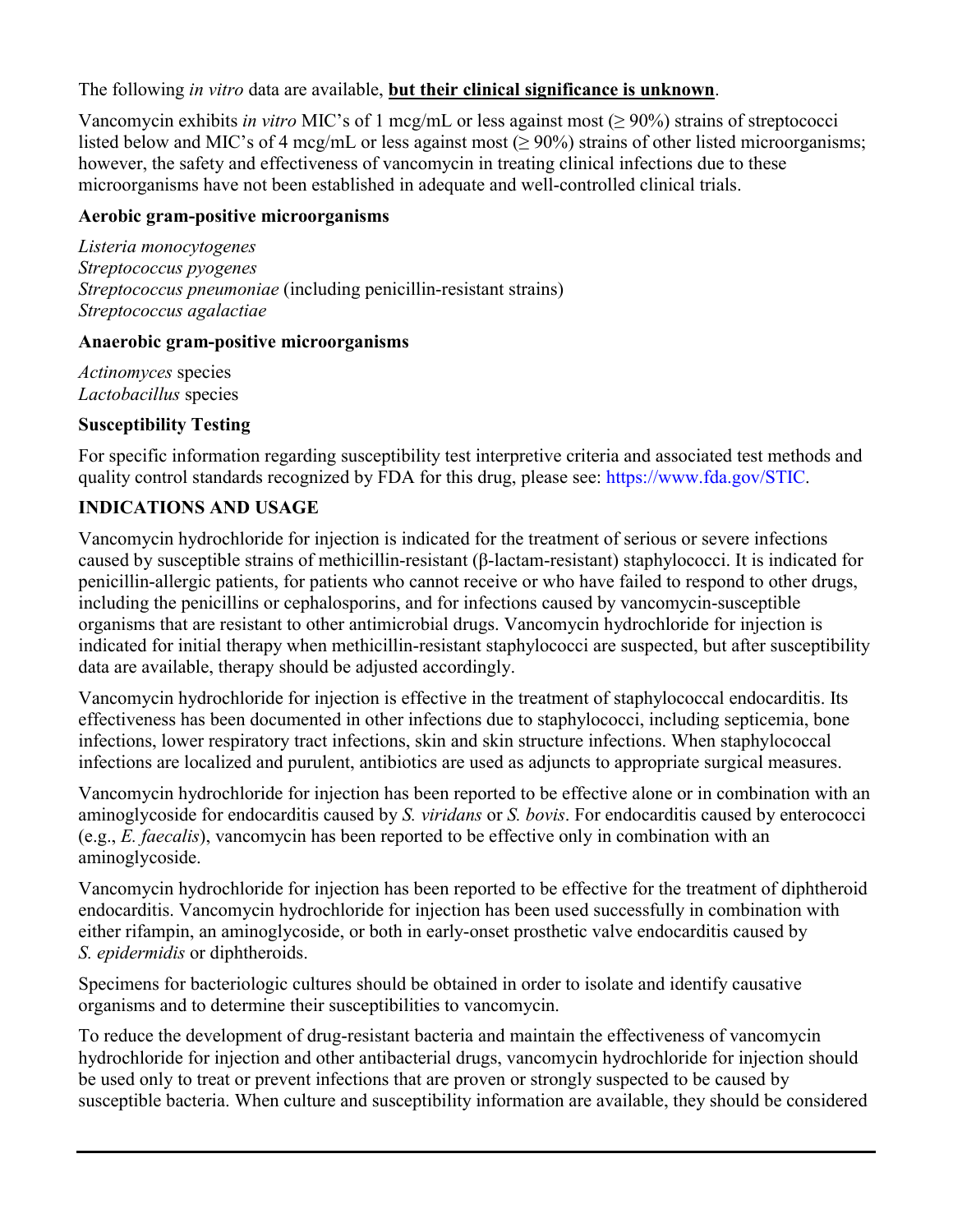The following *in vitro* data are available, **but their clinical significance is unknown**.

Vancomycin exhibits *in vitro* MIC's of 1 mcg/mL or less against most (≥ 90%) strains of streptococci listed below and MIC's of 4 mcg/mL or less against most (≥ 90%) strains of other listed microorganisms; however, the safety and effectiveness of vancomycin in treating clinical infections due to these microorganisms have not been established in adequate and well-controlled clinical trials.

**Aerobic gram-positive microorganisms**

*Listeria monocytogenes*
*Streptococcus pyogenes*
*Streptococcus pneumoniae* (including penicillin-resistant strains)
*Streptococcus agalactiae*

**Anaerobic gram-positive microorganisms**

*Actinomyces* species
*Lactobacillus* species

**Susceptibility Testing**

For specific information regarding susceptibility test interpretive criteria and associated test methods and quality control standards recognized by FDA for this drug, please see: https://www.fda.gov/STIC.

## INDICATIONS AND USAGE

Vancomycin hydrochloride for injection is indicated for the treatment of serious or severe infections caused by susceptible strains of methicillin-resistant (β-lactam-resistant) staphylococci. It is indicated for penicillin-allergic patients, for patients who cannot receive or who have failed to respond to other drugs, including the penicillins or cephalosporins, and for infections caused by vancomycin-susceptible organisms that are resistant to other antimicrobial drugs. Vancomycin hydrochloride for injection is indicated for initial therapy when methicillin-resistant staphylococci are suspected, but after susceptibility data are available, therapy should be adjusted accordingly.

Vancomycin hydrochloride for injection is effective in the treatment of staphylococcal endocarditis. Its effectiveness has been documented in other infections due to staphylococci, including septicemia, bone infections, lower respiratory tract infections, skin and skin structure infections. When staphylococcal infections are localized and purulent, antibiotics are used as adjuncts to appropriate surgical measures.

Vancomycin hydrochloride for injection has been reported to be effective alone or in combination with an aminoglycoside for endocarditis caused by *S. viridans* or *S. bovis*. For endocarditis caused by enterococci (e.g., *E. faecalis*), vancomycin has been reported to be effective only in combination with an aminoglycoside.

Vancomycin hydrochloride for injection has been reported to be effective for the treatment of diphtheroid endocarditis. Vancomycin hydrochloride for injection has been used successfully in combination with either rifampin, an aminoglycoside, or both in early-onset prosthetic valve endocarditis caused by *S. epidermidis* or diphtheroids.

Specimens for bacteriologic cultures should be obtained in order to isolate and identify causative organisms and to determine their susceptibilities to vancomycin.

To reduce the development of drug-resistant bacteria and maintain the effectiveness of vancomycin hydrochloride for injection and other antibacterial drugs, vancomycin hydrochloride for injection should be used only to treat or prevent infections that are proven or strongly suspected to be caused by susceptible bacteria. When culture and susceptibility information are available, they should be considered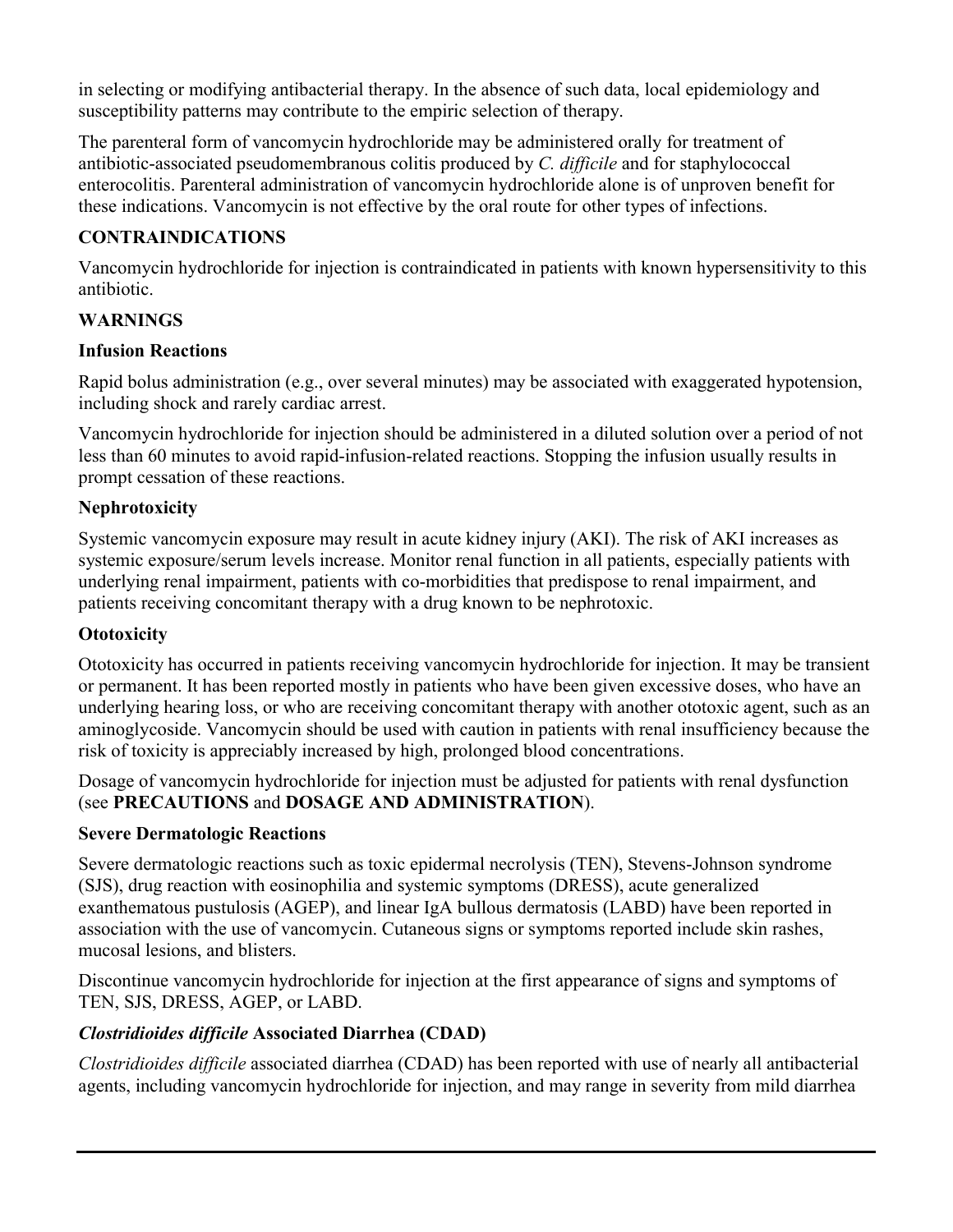in selecting or modifying antibacterial therapy. In the absence of such data, local epidemiology and susceptibility patterns may contribute to the empiric selection of therapy.

The parenteral form of vancomycin hydrochloride may be administered orally for treatment of antibiotic-associated pseudomembranous colitis produced by *C. difficile* and for staphylococcal enterocolitis. Parenteral administration of vancomycin hydrochloride alone is of unproven benefit for these indications. Vancomycin is not effective by the oral route for other types of infections.

## CONTRAINDICATIONS

Vancomycin hydrochloride for injection is contraindicated in patients with known hypersensitivity to this antibiotic.

## WARNINGS

### Infusion Reactions

Rapid bolus administration (e.g., over several minutes) may be associated with exaggerated hypotension, including shock and rarely cardiac arrest.

Vancomycin hydrochloride for injection should be administered in a diluted solution over a period of not less than 60 minutes to avoid rapid-infusion-related reactions. Stopping the infusion usually results in prompt cessation of these reactions.

### Nephrotoxicity

Systemic vancomycin exposure may result in acute kidney injury (AKI). The risk of AKI increases as systemic exposure/serum levels increase. Monitor renal function in all patients, especially patients with underlying renal impairment, patients with co-morbidities that predispose to renal impairment, and patients receiving concomitant therapy with a drug known to be nephrotoxic.

### Ototoxicity

Ototoxicity has occurred in patients receiving vancomycin hydrochloride for injection. It may be transient or permanent. It has been reported mostly in patients who have been given excessive doses, who have an underlying hearing loss, or who are receiving concomitant therapy with another ototoxic agent, such as an aminoglycoside. Vancomycin should be used with caution in patients with renal insufficiency because the risk of toxicity is appreciably increased by high, prolonged blood concentrations.

Dosage of vancomycin hydrochloride for injection must be adjusted for patients with renal dysfunction (see **PRECAUTIONS** and **DOSAGE AND ADMINISTRATION**).

### Severe Dermatologic Reactions

Severe dermatologic reactions such as toxic epidermal necrolysis (TEN), Stevens-Johnson syndrome (SJS), drug reaction with eosinophilia and systemic symptoms (DRESS), acute generalized exanthematous pustulosis (AGEP), and linear IgA bullous dermatosis (LABD) have been reported in association with the use of vancomycin. Cutaneous signs or symptoms reported include skin rashes, mucosal lesions, and blisters.

Discontinue vancomycin hydrochloride for injection at the first appearance of signs and symptoms of TEN, SJS, DRESS, AGEP, or LABD.

### *Clostridioides difficile* Associated Diarrhea (CDAD)

*Clostridioides difficile* associated diarrhea (CDAD) has been reported with use of nearly all antibacterial agents, including vancomycin hydrochloride for injection, and may range in severity from mild diarrhea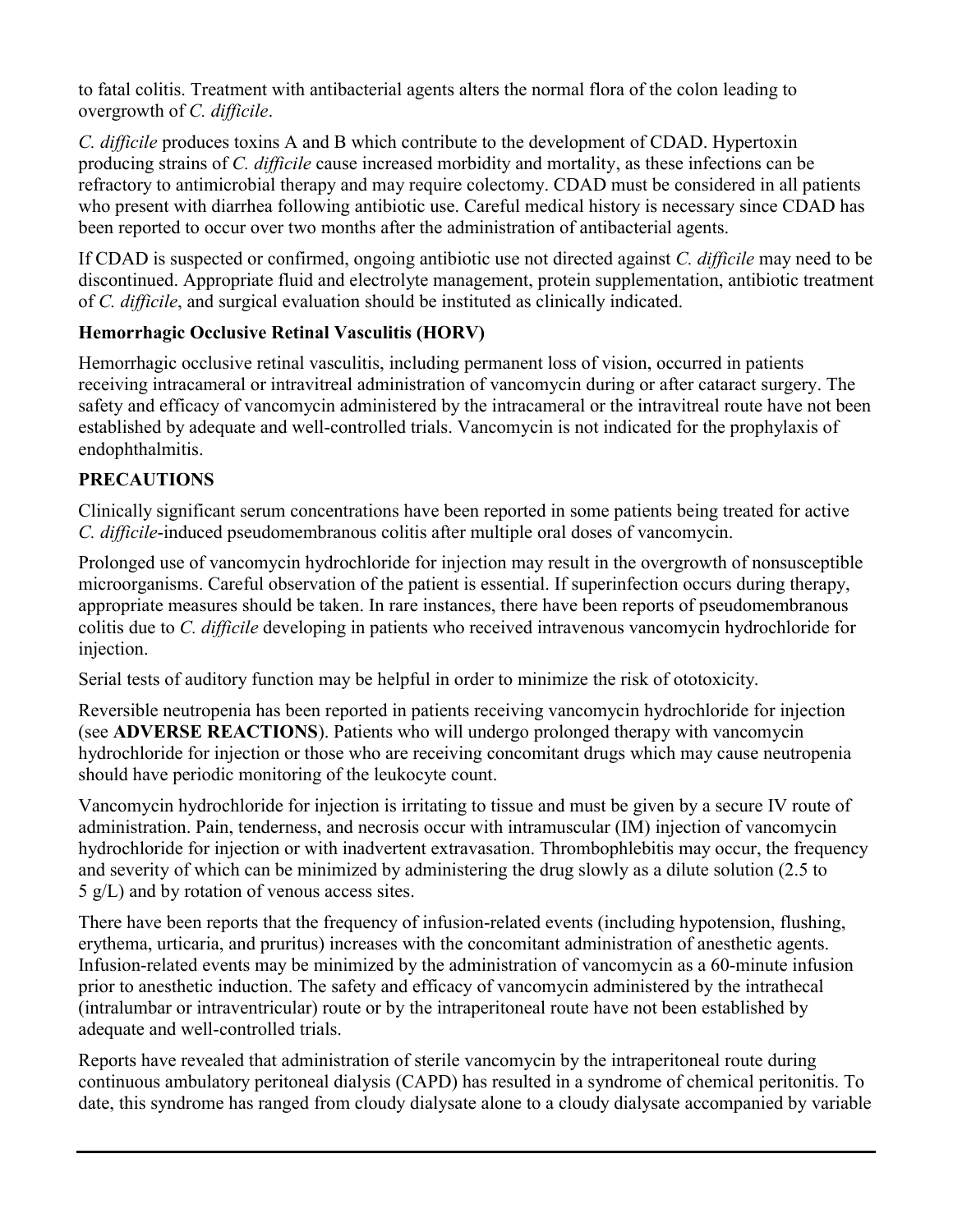to fatal colitis. Treatment with antibacterial agents alters the normal flora of the colon leading to overgrowth of *C. difficile*.

*C. difficile* produces toxins A and B which contribute to the development of CDAD. Hypertoxin producing strains of *C. difficile* cause increased morbidity and mortality, as these infections can be refractory to antimicrobial therapy and may require colectomy. CDAD must be considered in all patients who present with diarrhea following antibiotic use. Careful medical history is necessary since CDAD has been reported to occur over two months after the administration of antibacterial agents.

If CDAD is suspected or confirmed, ongoing antibiotic use not directed against *C. difficile* may need to be discontinued. Appropriate fluid and electrolyte management, protein supplementation, antibiotic treatment of *C. difficile*, and surgical evaluation should be instituted as clinically indicated.

**Hemorrhagic Occlusive Retinal Vasculitis (HORV)**

Hemorrhagic occlusive retinal vasculitis, including permanent loss of vision, occurred in patients receiving intracameral or intravitreal administration of vancomycin during or after cataract surgery. The safety and efficacy of vancomycin administered by the intracameral or the intravitreal route have not been established by adequate and well-controlled trials. Vancomycin is not indicated for the prophylaxis of endophthalmitis.

## PRECAUTIONS

Clinically significant serum concentrations have been reported in some patients being treated for active *C. difficile*-induced pseudomembranous colitis after multiple oral doses of vancomycin.

Prolonged use of vancomycin hydrochloride for injection may result in the overgrowth of nonsusceptible microorganisms. Careful observation of the patient is essential. If superinfection occurs during therapy, appropriate measures should be taken. In rare instances, there have been reports of pseudomembranous colitis due to *C. difficile* developing in patients who received intravenous vancomycin hydrochloride for injection.

Serial tests of auditory function may be helpful in order to minimize the risk of ototoxicity.

Reversible neutropenia has been reported in patients receiving vancomycin hydrochloride for injection (see **ADVERSE REACTIONS**). Patients who will undergo prolonged therapy with vancomycin hydrochloride for injection or those who are receiving concomitant drugs which may cause neutropenia should have periodic monitoring of the leukocyte count.

Vancomycin hydrochloride for injection is irritating to tissue and must be given by a secure IV route of administration. Pain, tenderness, and necrosis occur with intramuscular (IM) injection of vancomycin hydrochloride for injection or with inadvertent extravasation. Thrombophlebitis may occur, the frequency and severity of which can be minimized by administering the drug slowly as a dilute solution (2.5 to 5 g/L) and by rotation of venous access sites.

There have been reports that the frequency of infusion-related events (including hypotension, flushing, erythema, urticaria, and pruritus) increases with the concomitant administration of anesthetic agents. Infusion-related events may be minimized by the administration of vancomycin as a 60-minute infusion prior to anesthetic induction. The safety and efficacy of vancomycin administered by the intrathecal (intralumbar or intraventricular) route or by the intraperitoneal route have not been established by adequate and well-controlled trials.

Reports have revealed that administration of sterile vancomycin by the intraperitoneal route during continuous ambulatory peritoneal dialysis (CAPD) has resulted in a syndrome of chemical peritonitis. To date, this syndrome has ranged from cloudy dialysate alone to a cloudy dialysate accompanied by variable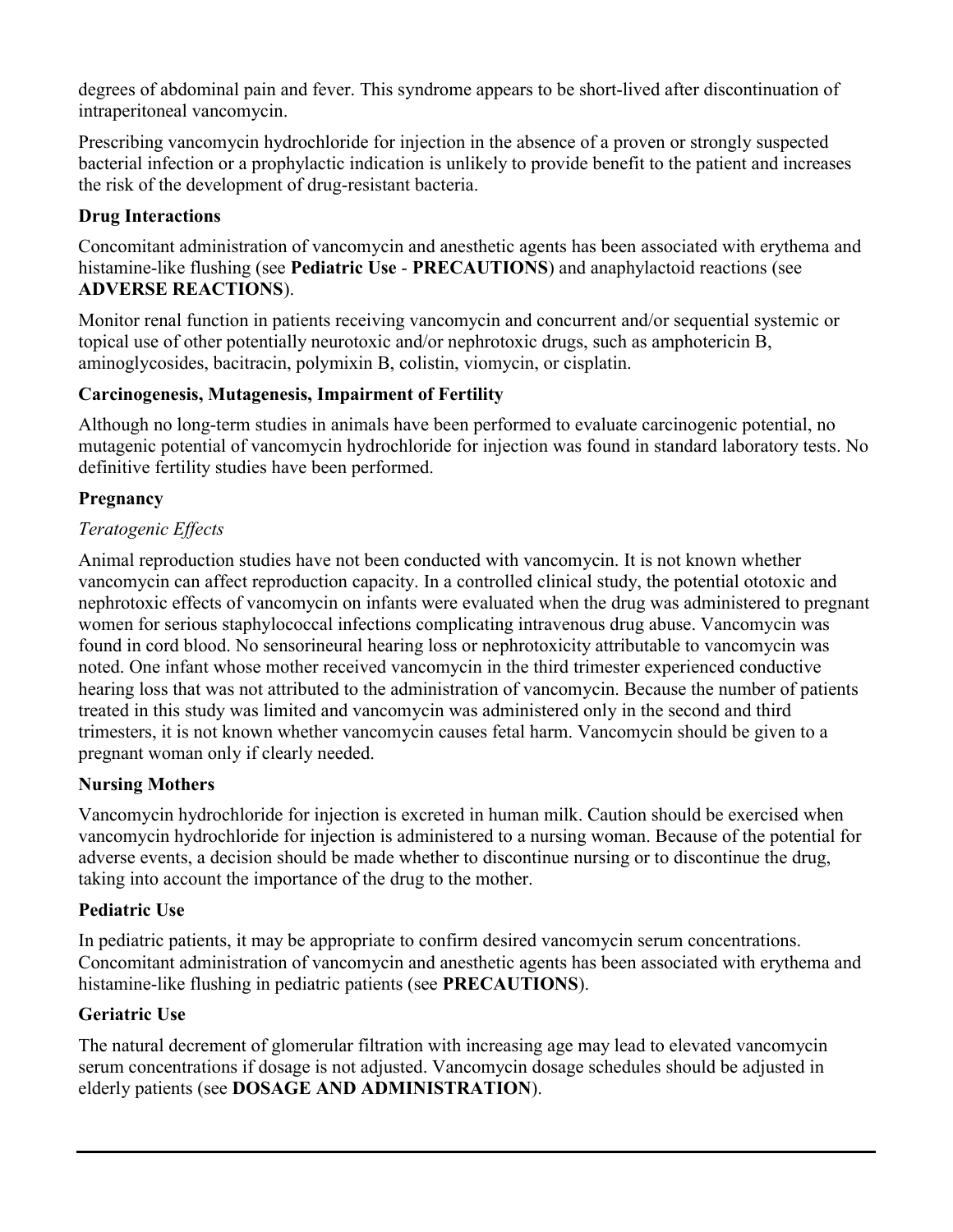degrees of abdominal pain and fever. This syndrome appears to be short-lived after discontinuation of intraperitoneal vancomycin.

Prescribing vancomycin hydrochloride for injection in the absence of a proven or strongly suspected bacterial infection or a prophylactic indication is unlikely to provide benefit to the patient and increases the risk of the development of drug-resistant bacteria.

**Drug Interactions**

Concomitant administration of vancomycin and anesthetic agents has been associated with erythema and histamine-like flushing (see **Pediatric Use** - **PRECAUTIONS**) and anaphylactoid reactions (see **ADVERSE REACTIONS**).

Monitor renal function in patients receiving vancomycin and concurrent and/or sequential systemic or topical use of other potentially neurotoxic and/or nephrotoxic drugs, such as amphotericin B, aminoglycosides, bacitracin, polymixin B, colistin, viomycin, or cisplatin.

**Carcinogenesis, Mutagenesis, Impairment of Fertility**

Although no long-term studies in animals have been performed to evaluate carcinogenic potential, no mutagenic potential of vancomycin hydrochloride for injection was found in standard laboratory tests. No definitive fertility studies have been performed.

**Pregnancy**

*Teratogenic Effects*

Animal reproduction studies have not been conducted with vancomycin. It is not known whether vancomycin can affect reproduction capacity. In a controlled clinical study, the potential ototoxic and nephrotoxic effects of vancomycin on infants were evaluated when the drug was administered to pregnant women for serious staphylococcal infections complicating intravenous drug abuse. Vancomycin was found in cord blood. No sensorineural hearing loss or nephrotoxicity attributable to vancomycin was noted. One infant whose mother received vancomycin in the third trimester experienced conductive hearing loss that was not attributed to the administration of vancomycin. Because the number of patients treated in this study was limited and vancomycin was administered only in the second and third trimesters, it is not known whether vancomycin causes fetal harm. Vancomycin should be given to a pregnant woman only if clearly needed.

**Nursing Mothers**

Vancomycin hydrochloride for injection is excreted in human milk. Caution should be exercised when vancomycin hydrochloride for injection is administered to a nursing woman. Because of the potential for adverse events, a decision should be made whether to discontinue nursing or to discontinue the drug, taking into account the importance of the drug to the mother.

**Pediatric Use**

In pediatric patients, it may be appropriate to confirm desired vancomycin serum concentrations. Concomitant administration of vancomycin and anesthetic agents has been associated with erythema and histamine-like flushing in pediatric patients (see **PRECAUTIONS**).

**Geriatric Use**

The natural decrement of glomerular filtration with increasing age may lead to elevated vancomycin serum concentrations if dosage is not adjusted. Vancomycin dosage schedules should be adjusted in elderly patients (see **DOSAGE AND ADMINISTRATION**).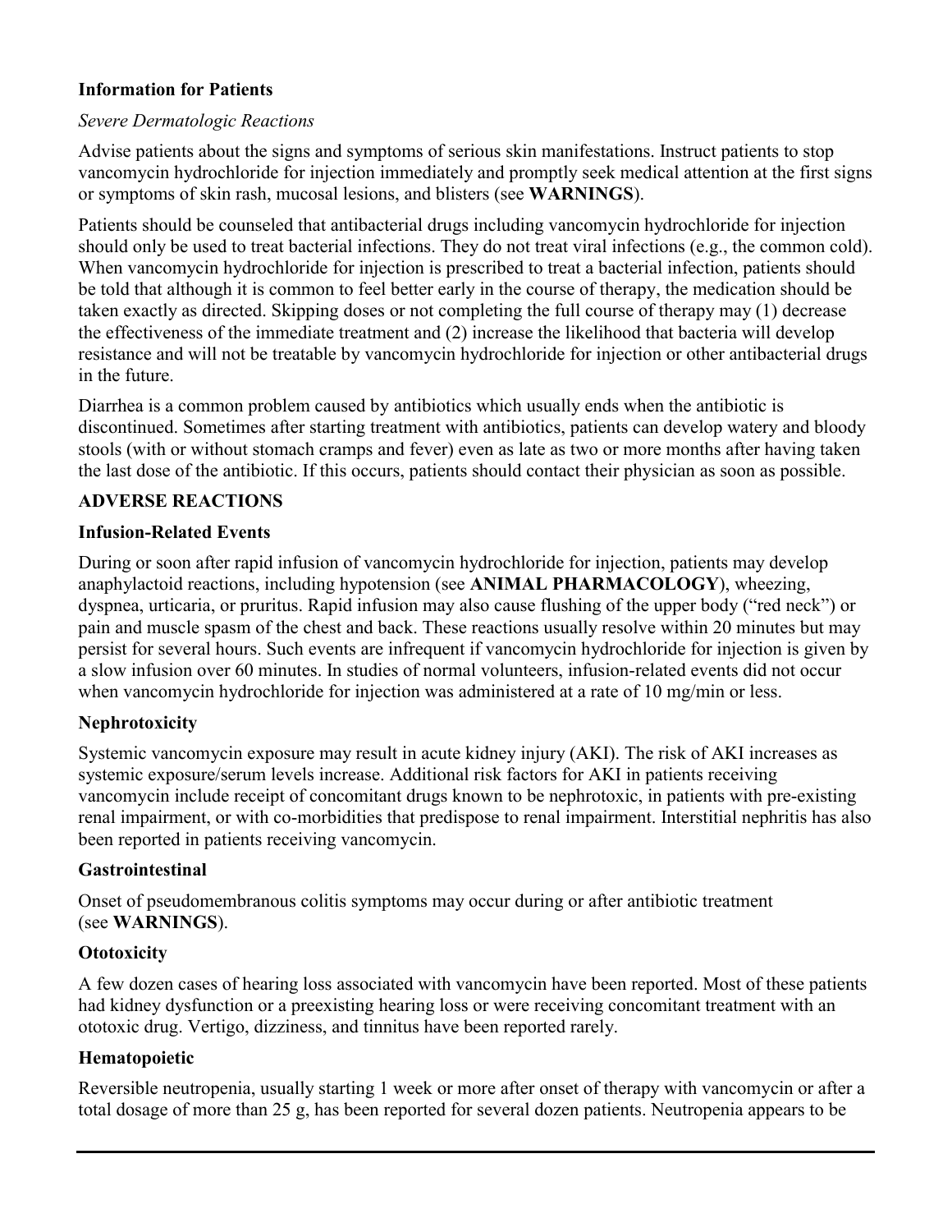**Information for Patients**

*Severe Dermatologic Reactions*

Advise patients about the signs and symptoms of serious skin manifestations. Instruct patients to stop vancomycin hydrochloride for injection immediately and promptly seek medical attention at the first signs or symptoms of skin rash, mucosal lesions, and blisters (see **WARNINGS**).

Patients should be counseled that antibacterial drugs including vancomycin hydrochloride for injection should only be used to treat bacterial infections. They do not treat viral infections (e.g., the common cold). When vancomycin hydrochloride for injection is prescribed to treat a bacterial infection, patients should be told that although it is common to feel better early in the course of therapy, the medication should be taken exactly as directed. Skipping doses or not completing the full course of therapy may (1) decrease the effectiveness of the immediate treatment and (2) increase the likelihood that bacteria will develop resistance and will not be treatable by vancomycin hydrochloride for injection or other antibacterial drugs in the future.

Diarrhea is a common problem caused by antibiotics which usually ends when the antibiotic is discontinued. Sometimes after starting treatment with antibiotics, patients can develop watery and bloody stools (with or without stomach cramps and fever) even as late as two or more months after having taken the last dose of the antibiotic. If this occurs, patients should contact their physician as soon as possible.

## ADVERSE REACTIONS

**Infusion-Related Events**

During or soon after rapid infusion of vancomycin hydrochloride for injection, patients may develop anaphylactoid reactions, including hypotension (see **ANIMAL PHARMACOLOGY**), wheezing, dyspnea, urticaria, or pruritus. Rapid infusion may also cause flushing of the upper body ("red neck") or pain and muscle spasm of the chest and back. These reactions usually resolve within 20 minutes but may persist for several hours. Such events are infrequent if vancomycin hydrochloride for injection is given by a slow infusion over 60 minutes. In studies of normal volunteers, infusion-related events did not occur when vancomycin hydrochloride for injection was administered at a rate of 10 mg/min or less.

**Nephrotoxicity**

Systemic vancomycin exposure may result in acute kidney injury (AKI). The risk of AKI increases as systemic exposure/serum levels increase. Additional risk factors for AKI in patients receiving vancomycin include receipt of concomitant drugs known to be nephrotoxic, in patients with pre-existing renal impairment, or with co-morbidities that predispose to renal impairment. Interstitial nephritis has also been reported in patients receiving vancomycin.

**Gastrointestinal**

Onset of pseudomembranous colitis symptoms may occur during or after antibiotic treatment (see **WARNINGS**).

**Ototoxicity**

A few dozen cases of hearing loss associated with vancomycin have been reported. Most of these patients had kidney dysfunction or a preexisting hearing loss or were receiving concomitant treatment with an ototoxic drug. Vertigo, dizziness, and tinnitus have been reported rarely.

**Hematopoietic**

Reversible neutropenia, usually starting 1 week or more after onset of therapy with vancomycin or after a total dosage of more than 25 g, has been reported for several dozen patients. Neutropenia appears to be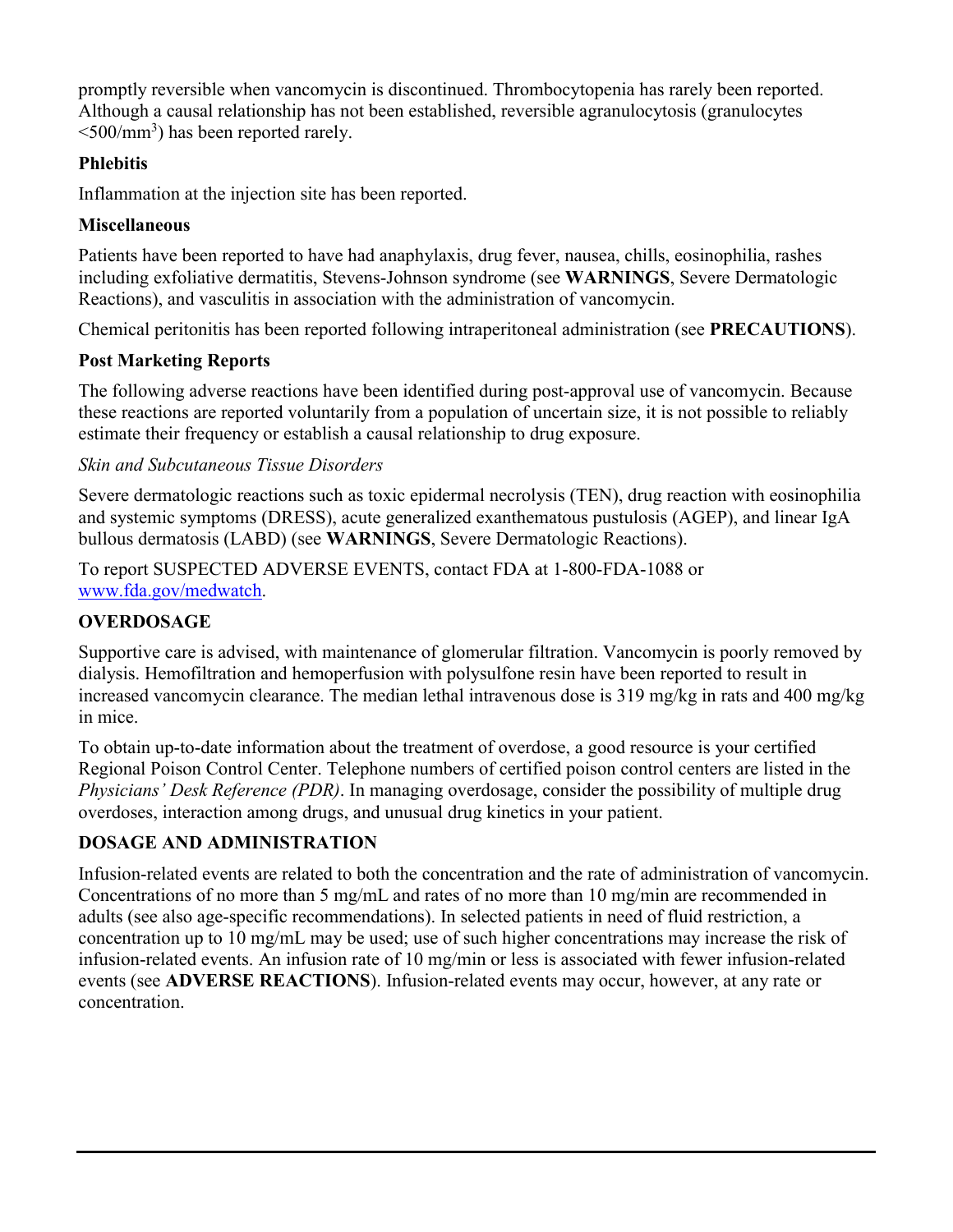promptly reversible when vancomycin is discontinued. Thrombocytopenia has rarely been reported. Although a causal relationship has not been established, reversible agranulocytosis (granulocytes $<500/mm^3$) has been reported rarely.

**Phlebitis**

Inflammation at the injection site has been reported.

**Miscellaneous**

Patients have been reported to have had anaphylaxis, drug fever, nausea, chills, eosinophilia, rashes including exfoliative dermatitis, Stevens-Johnson syndrome (see **WARNINGS**, Severe Dermatologic Reactions), and vasculitis in association with the administration of vancomycin.

Chemical peritonitis has been reported following intraperitoneal administration (see **PRECAUTIONS**).

**Post Marketing Reports**

The following adverse reactions have been identified during post-approval use of vancomycin. Because these reactions are reported voluntarily from a population of uncertain size, it is not possible to reliably estimate their frequency or establish a causal relationship to drug exposure.

*Skin and Subcutaneous Tissue Disorders*

Severe dermatologic reactions such as toxic epidermal necrolysis (TEN), drug reaction with eosinophilia and systemic symptoms (DRESS), acute generalized exanthematous pustulosis (AGEP), and linear IgA bullous dermatosis (LABD) (see **WARNINGS**, Severe Dermatologic Reactions).

To report SUSPECTED ADVERSE EVENTS, contact FDA at 1-800-FDA-1088 or www.fda.gov/medwatch.

## OVERDOSAGE

Supportive care is advised, with maintenance of glomerular filtration. Vancomycin is poorly removed by dialysis. Hemofiltration and hemoperfusion with polysulfone resin have been reported to result in increased vancomycin clearance. The median lethal intravenous dose is 319 mg/kg in rats and 400 mg/kg in mice.

To obtain up-to-date information about the treatment of overdose, a good resource is your certified Regional Poison Control Center. Telephone numbers of certified poison control centers are listed in the *Physicians' Desk Reference (PDR)*. In managing overdosage, consider the possibility of multiple drug overdoses, interaction among drugs, and unusual drug kinetics in your patient.

## DOSAGE AND ADMINISTRATION

Infusion-related events are related to both the concentration and the rate of administration of vancomycin. Concentrations of no more than 5 mg/mL and rates of no more than 10 mg/min are recommended in adults (see also age-specific recommendations). In selected patients in need of fluid restriction, a concentration up to 10 mg/mL may be used; use of such higher concentrations may increase the risk of infusion-related events. An infusion rate of 10 mg/min or less is associated with fewer infusion-related events (see **ADVERSE REACTIONS**). Infusion-related events may occur, however, at any rate or concentration.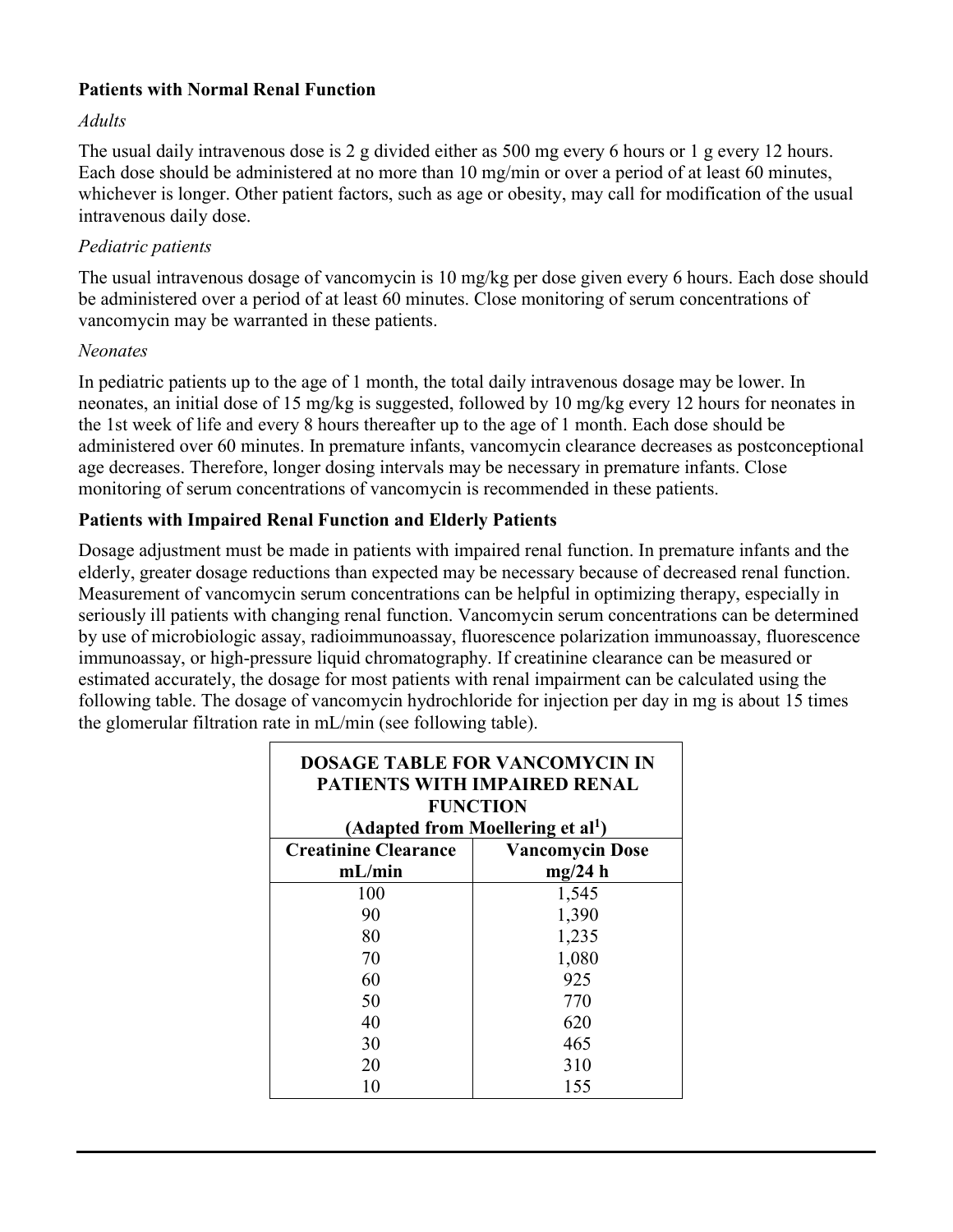**Patients with Normal Renal Function**

*Adults*

The usual daily intravenous dose is 2 g divided either as 500 mg every 6 hours or 1 g every 12 hours. Each dose should be administered at no more than 10 mg/min or over a period of at least 60 minutes, whichever is longer. Other patient factors, such as age or obesity, may call for modification of the usual intravenous daily dose.

*Pediatric patients*

The usual intravenous dosage of vancomycin is 10 mg/kg per dose given every 6 hours. Each dose should be administered over a period of at least 60 minutes. Close monitoring of serum concentrations of vancomycin may be warranted in these patients.

*Neonates*

In pediatric patients up to the age of 1 month, the total daily intravenous dosage may be lower. In neonates, an initial dose of 15 mg/kg is suggested, followed by 10 mg/kg every 12 hours for neonates in the 1st week of life and every 8 hours thereafter up to the age of 1 month. Each dose should be administered over 60 minutes. In premature infants, vancomycin clearance decreases as postconceptional age decreases. Therefore, longer dosing intervals may be necessary in premature infants. Close monitoring of serum concentrations of vancomycin is recommended in these patients.

**Patients with Impaired Renal Function and Elderly Patients**

Dosage adjustment must be made in patients with impaired renal function. In premature infants and the elderly, greater dosage reductions than expected may be necessary because of decreased renal function. Measurement of vancomycin serum concentrations can be helpful in optimizing therapy, especially in seriously ill patients with changing renal function. Vancomycin serum concentrations can be determined by use of microbiologic assay, radioimmunoassay, fluorescence polarization immunoassay, fluorescence immunoassay, or high-pressure liquid chromatography. If creatinine clearance can be measured or estimated accurately, the dosage for most patients with renal impairment can be calculated using the following table. The dosage of vancomycin hydrochloride for injection per day in mg is about 15 times the glomerular filtration rate in mL/min (see following table).

**DOSAGE TABLE FOR VANCOMYCIN IN PATIENTS WITH IMPAIRED RENAL FUNCTION (Adapted from Moellering et al[1])**

| Creatinine Clearance mL/min | Vancomycin Dose mg/24 h |
|---|---|
| 100 | 1,545 |
| 90 | 1,390 |
| 80 | 1,235 |
| 70 | 1,080 |
| 60 | 925 |
| 50 | 770 |
| 40 | 620 |
| 30 | 465 |
| 20 | 310 |
| 10 | 155 |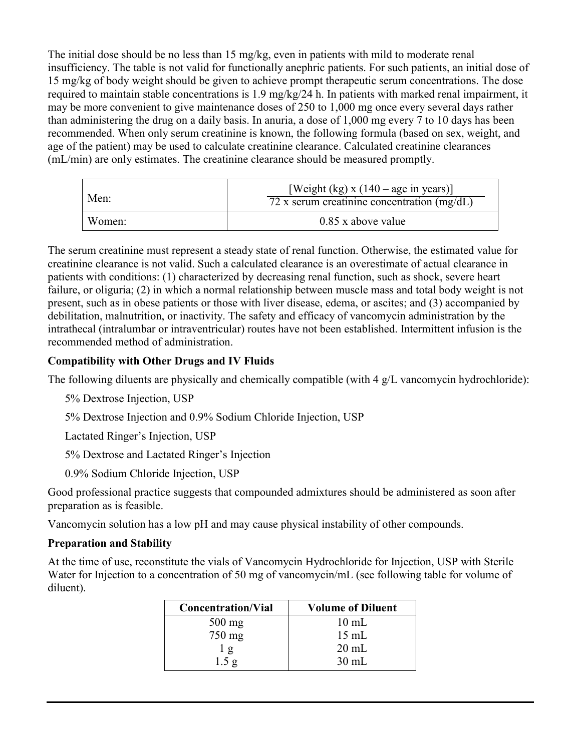The initial dose should be no less than 15 mg/kg, even in patients with mild to moderate renal insufficiency. The table is not valid for functionally anephric patients. For such patients, an initial dose of 15 mg/kg of body weight should be given to achieve prompt therapeutic serum concentrations. The dose required to maintain stable concentrations is 1.9 mg/kg/24 h. In patients with marked renal impairment, it may be more convenient to give maintenance doses of 250 to 1,000 mg once every several days rather than administering the drug on a daily basis. In anuria, a dose of 1,000 mg every 7 to 10 days has been recommended. When only serum creatinine is known, the following formula (based on sex, weight, and age of the patient) may be used to calculate creatinine clearance. Calculated creatinine clearances (mL/min) are only estimates. The creatinine clearance should be measured promptly.

| Men: | $\dfrac{[\text{Weight (kg)} \times (140 - \text{age in years})]}{72 \times \text{serum creatinine concentration (mg/dL)}}$ |
|---|---|
| Women: | 0.85 x above value |

The serum creatinine must represent a steady state of renal function. Otherwise, the estimated value for creatinine clearance is not valid. Such a calculated clearance is an overestimate of actual clearance in patients with conditions: (1) characterized by decreasing renal function, such as shock, severe heart failure, or oliguria; (2) in which a normal relationship between muscle mass and total body weight is not present, such as in obese patients or those with liver disease, edema, or ascites; and (3) accompanied by debilitation, malnutrition, or inactivity. The safety and efficacy of vancomycin administration by the intrathecal (intralumbar or intraventricular) routes have not been established. Intermittent infusion is the recommended method of administration.

**Compatibility with Other Drugs and IV Fluids**

The following diluents are physically and chemically compatible (with 4 g/L vancomycin hydrochloride):

- 5% Dextrose Injection, USP
- 5% Dextrose Injection and 0.9% Sodium Chloride Injection, USP
- Lactated Ringer's Injection, USP
- 5% Dextrose and Lactated Ringer's Injection
- 0.9% Sodium Chloride Injection, USP

Good professional practice suggests that compounded admixtures should be administered as soon after preparation as is feasible.

Vancomycin solution has a low pH and may cause physical instability of other compounds.

**Preparation and Stability**

At the time of use, reconstitute the vials of Vancomycin Hydrochloride for Injection, USP with Sterile Water for Injection to a concentration of 50 mg of vancomycin/mL (see following table for volume of diluent).

| Concentration/Vial | Volume of Diluent |
|---|---|
| 500 mg | 10 mL |
| 750 mg | 15 mL |
| 1 g | 20 mL |
| 1.5 g | 30 mL |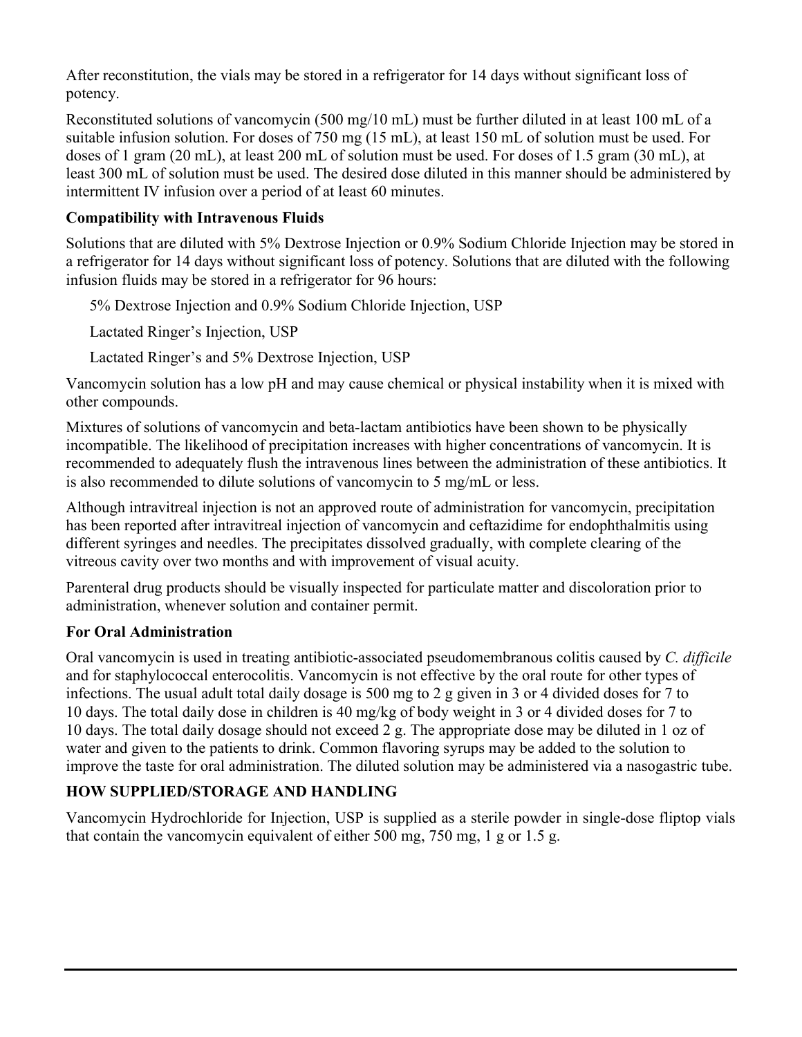After reconstitution, the vials may be stored in a refrigerator for 14 days without significant loss of potency.

Reconstituted solutions of vancomycin (500 mg/10 mL) must be further diluted in at least 100 mL of a suitable infusion solution. For doses of 750 mg (15 mL), at least 150 mL of solution must be used. For doses of 1 gram (20 mL), at least 200 mL of solution must be used. For doses of 1.5 gram (30 mL), at least 300 mL of solution must be used. The desired dose diluted in this manner should be administered by intermittent IV infusion over a period of at least 60 minutes.

**Compatibility with Intravenous Fluids**

Solutions that are diluted with 5% Dextrose Injection or 0.9% Sodium Chloride Injection may be stored in a refrigerator for 14 days without significant loss of potency. Solutions that are diluted with the following infusion fluids may be stored in a refrigerator for 96 hours:

5% Dextrose Injection and 0.9% Sodium Chloride Injection, USP

Lactated Ringer's Injection, USP

Lactated Ringer's and 5% Dextrose Injection, USP

Vancomycin solution has a low pH and may cause chemical or physical instability when it is mixed with other compounds.

Mixtures of solutions of vancomycin and beta-lactam antibiotics have been shown to be physically incompatible. The likelihood of precipitation increases with higher concentrations of vancomycin. It is recommended to adequately flush the intravenous lines between the administration of these antibiotics. It is also recommended to dilute solutions of vancomycin to 5 mg/mL or less.

Although intravitreal injection is not an approved route of administration for vancomycin, precipitation has been reported after intravitreal injection of vancomycin and ceftazidime for endophthalmitis using different syringes and needles. The precipitates dissolved gradually, with complete clearing of the vitreous cavity over two months and with improvement of visual acuity.

Parenteral drug products should be visually inspected for particulate matter and discoloration prior to administration, whenever solution and container permit.

**For Oral Administration**

Oral vancomycin is used in treating antibiotic-associated pseudomembranous colitis caused by *C. difficile* and for staphylococcal enterocolitis. Vancomycin is not effective by the oral route for other types of infections. The usual adult total daily dosage is 500 mg to 2 g given in 3 or 4 divided doses for 7 to 10 days. The total daily dose in children is 40 mg/kg of body weight in 3 or 4 divided doses for 7 to 10 days. The total daily dosage should not exceed 2 g. The appropriate dose may be diluted in 1 oz of water and given to the patients to drink. Common flavoring syrups may be added to the solution to improve the taste for oral administration. The diluted solution may be administered via a nasogastric tube.

**HOW SUPPLIED/STORAGE AND HANDLING**

Vancomycin Hydrochloride for Injection, USP is supplied as a sterile powder in single-dose fliptop vials that contain the vancomycin equivalent of either 500 mg, 750 mg, 1 g or 1.5 g.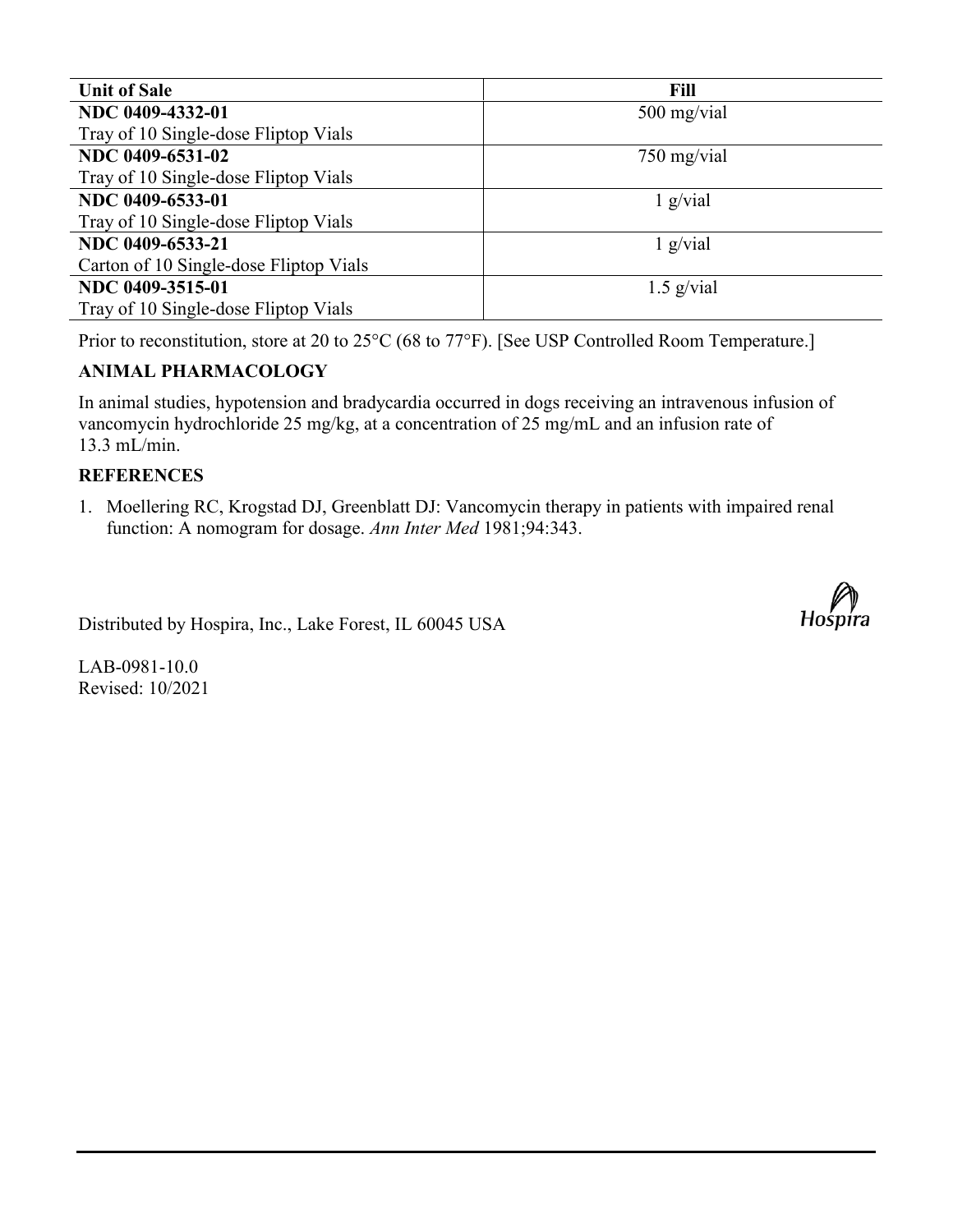| Unit of Sale | Fill |
|---|---|
| **NDC 0409-4332-01** Tray of 10 Single-dose Fliptop Vials | 500 mg/vial |
| **NDC 0409-6531-02** Tray of 10 Single-dose Fliptop Vials | 750 mg/vial |
| **NDC 0409-6533-01** Tray of 10 Single-dose Fliptop Vials | 1 g/vial |
| **NDC 0409-6533-21** Carton of 10 Single-dose Fliptop Vials | 1 g/vial |
| **NDC 0409-3515-01** Tray of 10 Single-dose Fliptop Vials | 1.5 g/vial |

Prior to reconstitution, store at 20 to 25°C (68 to 77°F). [See USP Controlled Room Temperature.]

## ANIMAL PHARMACOLOGY

In animal studies, hypotension and bradycardia occurred in dogs receiving an intravenous infusion of vancomycin hydrochloride 25 mg/kg, at a concentration of 25 mg/mL and an infusion rate of 13.3 mL/min.

## REFERENCES

1. Moellering RC, Krogstad DJ, Greenblatt DJ: Vancomycin therapy in patients with impaired renal function: A nomogram for dosage. *Ann Inter Med* 1981;94:343.

Distributed by Hospira, Inc., Lake Forest, IL 60045 USA

Hospira

LAB-0981-10.0
Revised: 10/2021